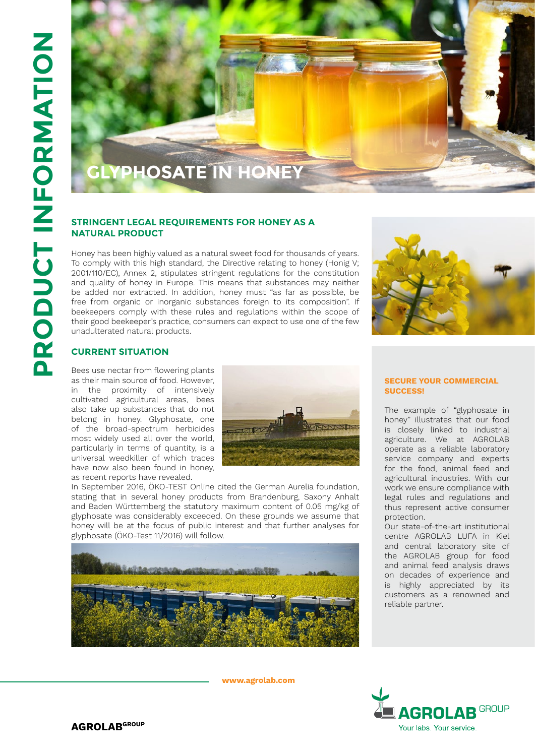# PRODUCT INFORMATION

# GLYPHOSATE IN HONEY

## STRINGENT LEGAL REQUIREMENTS FOR HONEY AS A NATURAL PRODUCT

Honey has been highly valued as a natural sweet food for thousands of years. To comply with this high standard, the Directive relating to honey (Honig V; 2001/110/EC), Annex 2, stipulates stringent regulations for the constitution and quality of honey in Europe. This means that substances may neither be added nor extracted. In addition, honey must "as far as possible, be free from organic or inorganic substances foreign to its composition". If beekeepers comply with these rules and regulations within the scope of their good beekeeper's practice, consumers can expect to use one of the few unadulterated natural products.

## CURRENT SITUATION

Bees use nectar from flowering plants as their main source of food. However, in the proximity of intensively cultivated agricultural areas, bees also take up substances that do not belong in honey. Glyphosate, one of the broad-spectrum herbicides most widely used all over the world, particularly in terms of quantity, is a universal weedkiller of which traces have now also been found in honey, as recent reports have revealed.

In September 2016, ÖKO-TEST Online cited the German Aurelia foundation, stating that in several honey products from Brandenburg, Saxony Anhalt and Baden Württemberg the statutory maximum content of 0.05 mg/kg of glyphosate was considerably exceeded. On these grounds we assume that honey will be at the focus of public interest and that further analyses for glyphosate (ÖKO-Test 11/2016) will follow.

## SECURE YOUR COMMERCIAL SUCCESS!

The example of "glyphosate in honey" illustrates that our food is closely linked to industrial agriculture. We at AGROLAB operate as a reliable laboratory service company and experts for the food, animal feed and agricultural industries. With our work we ensure compliance with legal rules and regulations and thus represent active consumer protection.

Our state-of-the-art institutional centre AGROLAB LUFA in Kiel and central laboratory site of the AGROLAB group for food and animal feed analysis draws on decades of experience and is highly appreciated by its customers as a renowned and reliable partner.

www.agrolab.com

AGROLAB GROUP
Your labs. Your service.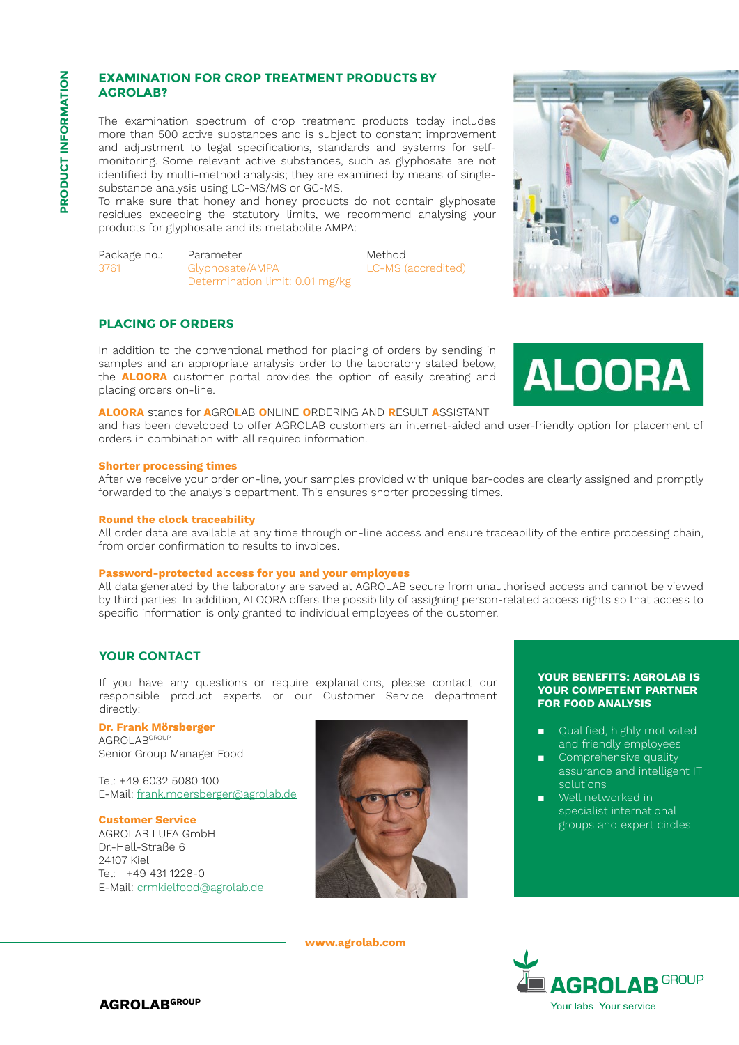## EXAMINATION FOR CROP TREATMENT PRODUCTS BY AGROLAB?

The examination spectrum of crop treatment products today includes more than 500 active substances and is subject to constant improvement and adjustment to legal specifications, standards and systems for self-monitoring. Some relevant active substances, such as glyphosate are not identified by multi-method analysis; they are examined by means of single-substance analysis using LC-MS/MS or GC-MS.
To make sure that honey and honey products do not contain glyphosate residues exceeding the statutory limits, we recommend analysing your products for glyphosate and its metabolite AMPA:

| Package no.: | Parameter | Method |
|---|---|---|
| 3761 | Glyphosate/AMPA<br>Determination limit: 0.01 mg/kg | LC-MS (accredited) |

## PLACING OF ORDERS

In addition to the conventional method for placing of orders by sending in samples and an appropriate analysis order to the laboratory stated below, the **ALOORA** customer portal provides the option of easily creating and placing orders on-line.

ALOORA

**ALOORA** stands for **A**GRO**L**AB **O**NLINE **O**RDERING AND **R**ESULT **A**SSISTANT and has been developed to offer AGROLAB customers an internet-aided and user-friendly option for placement of orders in combination with all required information.

**Shorter processing times**
After we receive your order on-line, your samples provided with unique bar-codes are clearly assigned and promptly forwarded to the analysis department. This ensures shorter processing times.

**Round the clock traceability**
All order data are available at any time through on-line access and ensure traceability of the entire processing chain, from order confirmation to results to invoices.

**Password-protected access for you and your employees**
All data generated by the laboratory are saved at AGROLAB secure from unauthorised access and cannot be viewed by third parties. In addition, ALOORA offers the possibility of assigning person-related access rights so that access to specific information is only granted to individual employees of the customer.

## YOUR CONTACT

If you have any questions or require explanations, please contact our responsible product experts or our Customer Service department directly:

**Dr. Frank Mörsberger**
AGROLAB GROUP
Senior Group Manager Food

Tel: +49 6032 5080 100
E-Mail: frank.moersberger@agrolab.de

**Customer Service**
AGROLAB LUFA GmbH
Dr.-Hell-Straße 6
24107 Kiel
Tel: +49 431 1228-0
E-Mail: crmkielfood@agrolab.de

### YOUR BENEFITS: AGROLAB IS YOUR COMPETENT PARTNER FOR FOOD ANALYSIS

- Qualified, highly motivated and friendly employees
- Comprehensive quality assurance and intelligent IT solutions
- Well networked in specialist international groups and expert circles

**www.agrolab.com**

AGROLAB GROUP
Your labs. Your service.